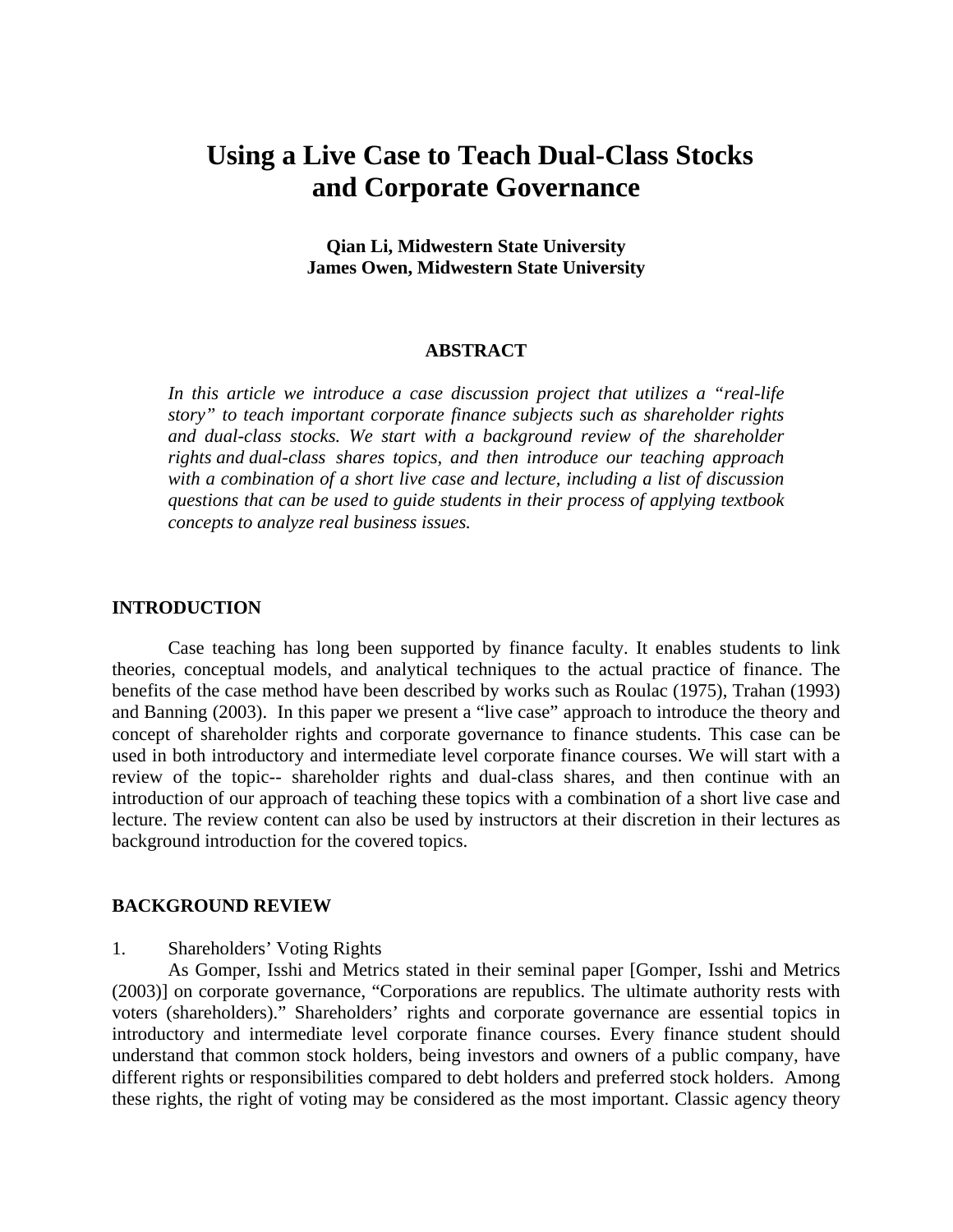# Using a Live Case to Teach Dual-Class Stocks and Corporate Governance

**Qian Li, Midwestern State University**
**James Owen, Midwestern State University**

## ABSTRACT

*In this article we introduce a case discussion project that utilizes a "real-life story" to teach important corporate finance subjects such as shareholder rights and dual-class stocks. We start with a background review of the shareholder rights and dual-class shares topics, and then introduce our teaching approach with a combination of a short live case and lecture, including a list of discussion questions that can be used to guide students in their process of applying textbook concepts to analyze real business issues.*

## INTRODUCTION

Case teaching has long been supported by finance faculty. It enables students to link theories, conceptual models, and analytical techniques to the actual practice of finance. The benefits of the case method have been described by works such as Roulac (1975), Trahan (1993) and Banning (2003). In this paper we present a "live case" approach to introduce the theory and concept of shareholder rights and corporate governance to finance students. This case can be used in both introductory and intermediate level corporate finance courses. We will start with a review of the topic-- shareholder rights and dual-class shares, and then continue with an introduction of our approach of teaching these topics with a combination of a short live case and lecture. The review content can also be used by instructors at their discretion in their lectures as background introduction for the covered topics.

## BACKGROUND REVIEW

1. Shareholders' Voting Rights

As Gomper, Isshi and Metrics stated in their seminal paper [Gomper, Isshi and Metrics (2003)] on corporate governance, "Corporations are republics. The ultimate authority rests with voters (shareholders)." Shareholders' rights and corporate governance are essential topics in introductory and intermediate level corporate finance courses. Every finance student should understand that common stock holders, being investors and owners of a public company, have different rights or responsibilities compared to debt holders and preferred stock holders. Among these rights, the right of voting may be considered as the most important. Classic agency theory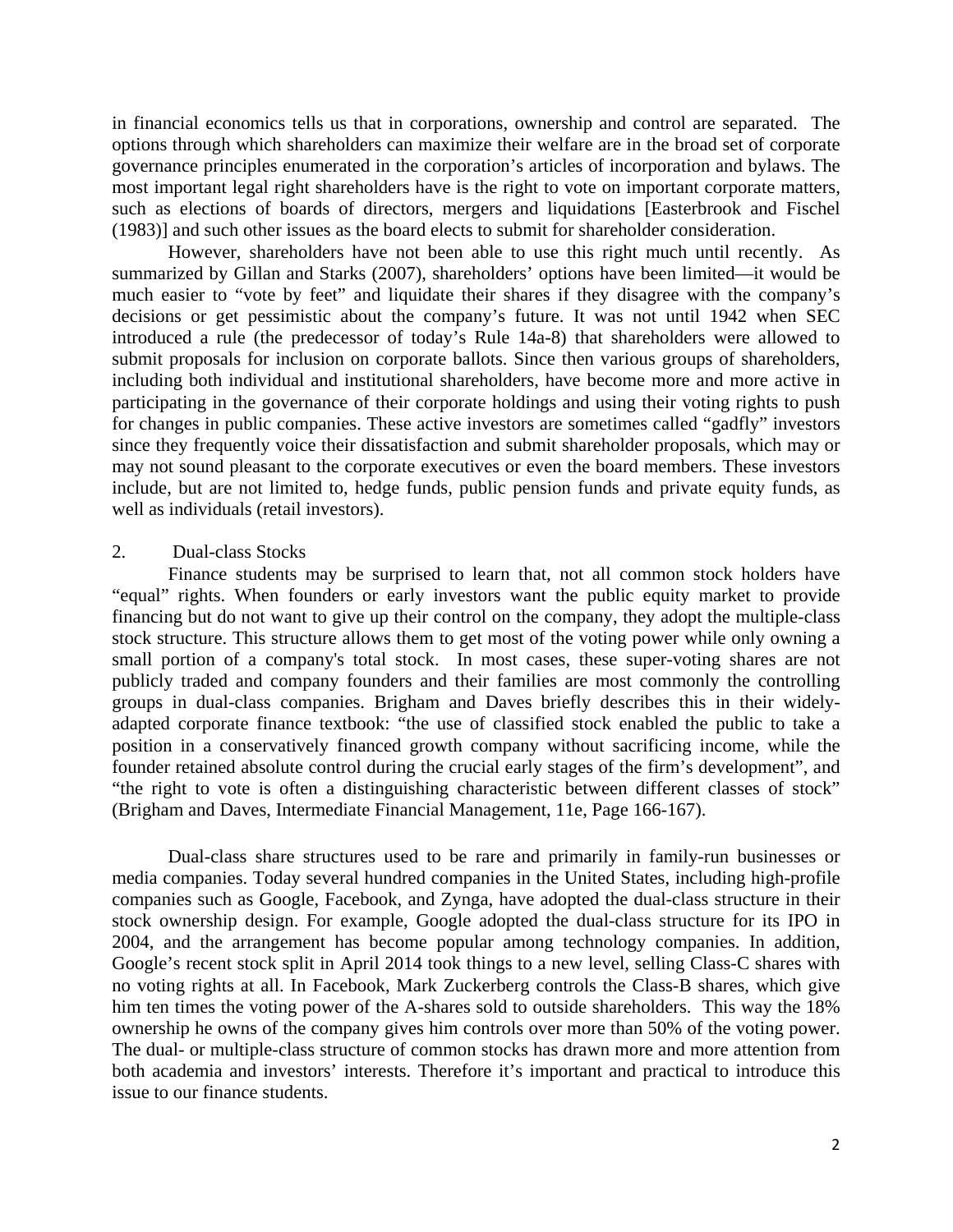in financial economics tells us that in corporations, ownership and control are separated. The options through which shareholders can maximize their welfare are in the broad set of corporate governance principles enumerated in the corporation's articles of incorporation and bylaws. The most important legal right shareholders have is the right to vote on important corporate matters, such as elections of boards of directors, mergers and liquidations [Easterbrook and Fischel (1983)] and such other issues as the board elects to submit for shareholder consideration.

However, shareholders have not been able to use this right much until recently. As summarized by Gillan and Starks (2007), shareholders' options have been limited—it would be much easier to "vote by feet" and liquidate their shares if they disagree with the company's decisions or get pessimistic about the company's future. It was not until 1942 when SEC introduced a rule (the predecessor of today's Rule 14a-8) that shareholders were allowed to submit proposals for inclusion on corporate ballots. Since then various groups of shareholders, including both individual and institutional shareholders, have become more and more active in participating in the governance of their corporate holdings and using their voting rights to push for changes in public companies. These active investors are sometimes called "gadfly" investors since they frequently voice their dissatisfaction and submit shareholder proposals, which may or may not sound pleasant to the corporate executives or even the board members. These investors include, but are not limited to, hedge funds, public pension funds and private equity funds, as well as individuals (retail investors).

## 2. Dual-class Stocks

Finance students may be surprised to learn that, not all common stock holders have "equal" rights. When founders or early investors want the public equity market to provide financing but do not want to give up their control on the company, they adopt the multiple-class stock structure. This structure allows them to get most of the voting power while only owning a small portion of a company's total stock. In most cases, these super-voting shares are not publicly traded and company founders and their families are most commonly the controlling groups in dual-class companies. Brigham and Daves briefly describes this in their widely-adapted corporate finance textbook: "the use of classified stock enabled the public to take a position in a conservatively financed growth company without sacrificing income, while the founder retained absolute control during the crucial early stages of the firm's development", and "the right to vote is often a distinguishing characteristic between different classes of stock" (Brigham and Daves, Intermediate Financial Management, 11e, Page 166-167).

Dual-class share structures used to be rare and primarily in family-run businesses or media companies. Today several hundred companies in the United States, including high-profile companies such as Google, Facebook, and Zynga, have adopted the dual-class structure in their stock ownership design. For example, Google adopted the dual-class structure for its IPO in 2004, and the arrangement has become popular among technology companies. In addition, Google's recent stock split in April 2014 took things to a new level, selling Class-C shares with no voting rights at all. In Facebook, Mark Zuckerberg controls the Class-B shares, which give him ten times the voting power of the A-shares sold to outside shareholders. This way the 18% ownership he owns of the company gives him controls over more than 50% of the voting power. The dual- or multiple-class structure of common stocks has drawn more and more attention from both academia and investors' interests. Therefore it's important and practical to introduce this issue to our finance students.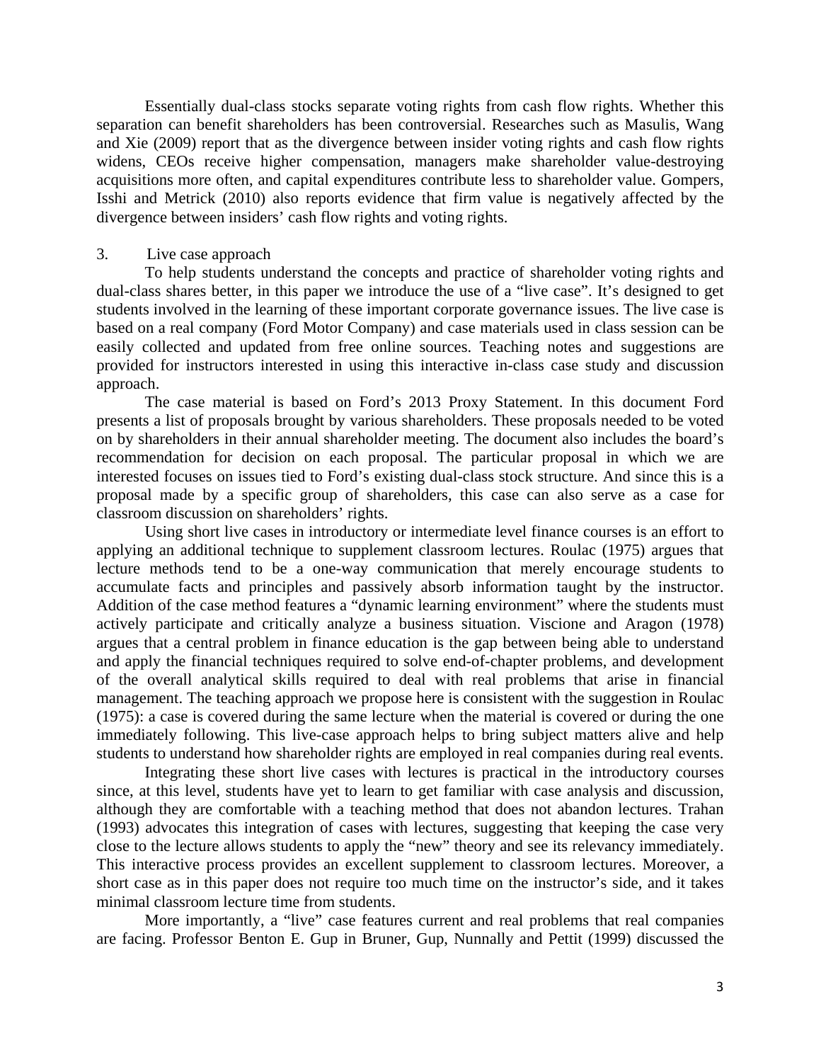Essentially dual-class stocks separate voting rights from cash flow rights. Whether this separation can benefit shareholders has been controversial. Researches such as Masulis, Wang and Xie (2009) report that as the divergence between insider voting rights and cash flow rights widens, CEOs receive higher compensation, managers make shareholder value-destroying acquisitions more often, and capital expenditures contribute less to shareholder value. Gompers, Isshi and Metrick (2010) also reports evidence that firm value is negatively affected by the divergence between insiders' cash flow rights and voting rights.

## 3. Live case approach

To help students understand the concepts and practice of shareholder voting rights and dual-class shares better, in this paper we introduce the use of a "live case". It's designed to get students involved in the learning of these important corporate governance issues. The live case is based on a real company (Ford Motor Company) and case materials used in class session can be easily collected and updated from free online sources. Teaching notes and suggestions are provided for instructors interested in using this interactive in-class case study and discussion approach.

The case material is based on Ford's 2013 Proxy Statement. In this document Ford presents a list of proposals brought by various shareholders. These proposals needed to be voted on by shareholders in their annual shareholder meeting. The document also includes the board's recommendation for decision on each proposal. The particular proposal in which we are interested focuses on issues tied to Ford's existing dual-class stock structure. And since this is a proposal made by a specific group of shareholders, this case can also serve as a case for classroom discussion on shareholders' rights.

Using short live cases in introductory or intermediate level finance courses is an effort to applying an additional technique to supplement classroom lectures. Roulac (1975) argues that lecture methods tend to be a one-way communication that merely encourage students to accumulate facts and principles and passively absorb information taught by the instructor. Addition of the case method features a "dynamic learning environment" where the students must actively participate and critically analyze a business situation. Viscione and Aragon (1978) argues that a central problem in finance education is the gap between being able to understand and apply the financial techniques required to solve end-of-chapter problems, and development of the overall analytical skills required to deal with real problems that arise in financial management. The teaching approach we propose here is consistent with the suggestion in Roulac (1975): a case is covered during the same lecture when the material is covered or during the one immediately following. This live-case approach helps to bring subject matters alive and help students to understand how shareholder rights are employed in real companies during real events.

Integrating these short live cases with lectures is practical in the introductory courses since, at this level, students have yet to learn to get familiar with case analysis and discussion, although they are comfortable with a teaching method that does not abandon lectures. Trahan (1993) advocates this integration of cases with lectures, suggesting that keeping the case very close to the lecture allows students to apply the "new" theory and see its relevancy immediately. This interactive process provides an excellent supplement to classroom lectures. Moreover, a short case as in this paper does not require too much time on the instructor's side, and it takes minimal classroom lecture time from students.

More importantly, a "live" case features current and real problems that real companies are facing. Professor Benton E. Gup in Bruner, Gup, Nunnally and Pettit (1999) discussed the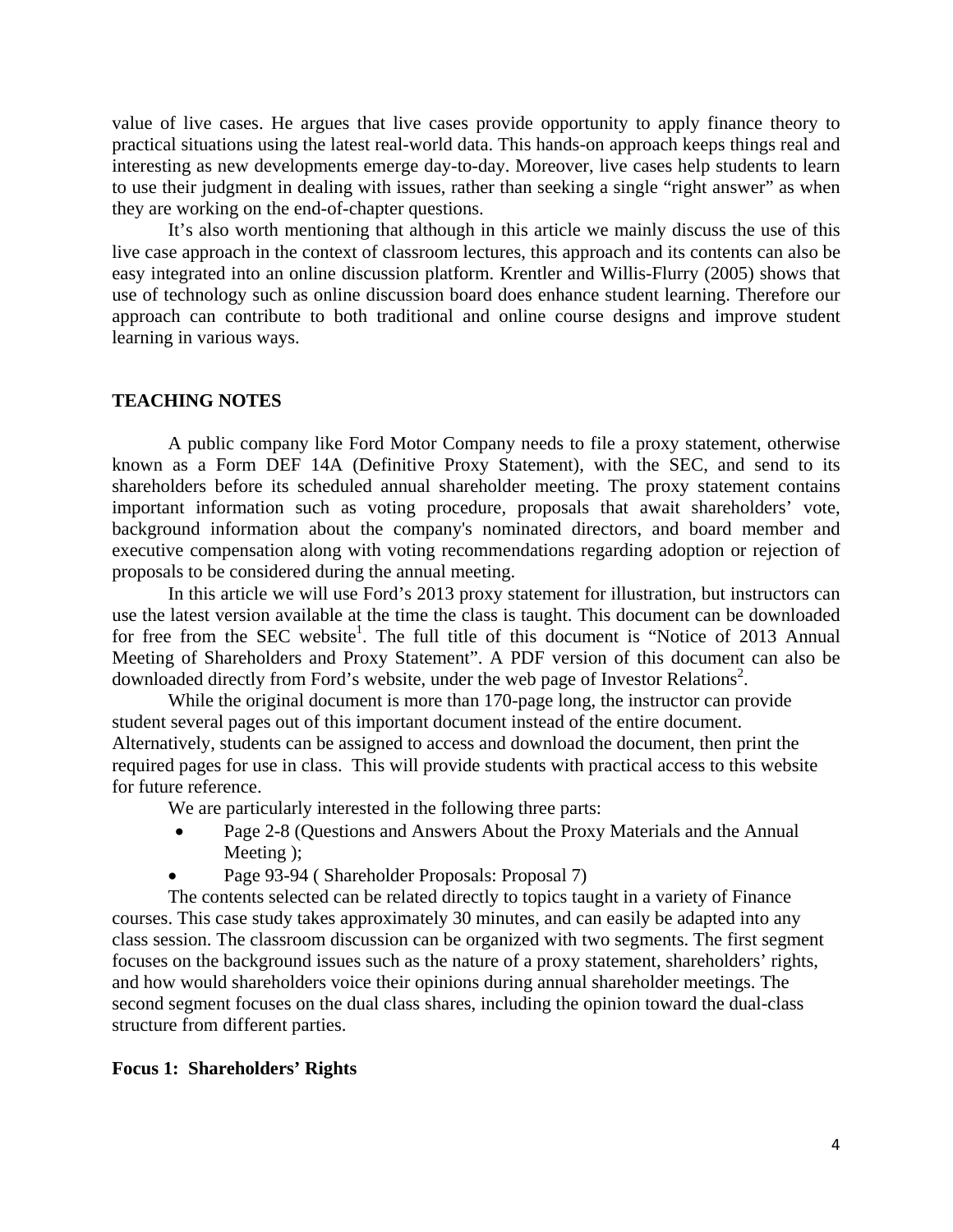value of live cases. He argues that live cases provide opportunity to apply finance theory to practical situations using the latest real-world data. This hands-on approach keeps things real and interesting as new developments emerge day-to-day. Moreover, live cases help students to learn to use their judgment in dealing with issues, rather than seeking a single "right answer" as when they are working on the end-of-chapter questions.

It's also worth mentioning that although in this article we mainly discuss the use of this live case approach in the context of classroom lectures, this approach and its contents can also be easy integrated into an online discussion platform. Krentler and Willis-Flurry (2005) shows that use of technology such as online discussion board does enhance student learning. Therefore our approach can contribute to both traditional and online course designs and improve student learning in various ways.

## TEACHING NOTES

A public company like Ford Motor Company needs to file a proxy statement, otherwise known as a Form DEF 14A (Definitive Proxy Statement), with the SEC, and send to its shareholders before its scheduled annual shareholder meeting. The proxy statement contains important information such as voting procedure, proposals that await shareholders' vote, background information about the company's nominated directors, and board member and executive compensation along with voting recommendations regarding adoption or rejection of proposals to be considered during the annual meeting.

In this article we will use Ford's 2013 proxy statement for illustration, but instructors can use the latest version available at the time the class is taught. This document can be downloaded for free from the SEC website[1]. The full title of this document is "Notice of 2013 Annual Meeting of Shareholders and Proxy Statement". A PDF version of this document can also be downloaded directly from Ford's website, under the web page of Investor Relations[2].

While the original document is more than 170-page long, the instructor can provide student several pages out of this important document instead of the entire document. Alternatively, students can be assigned to access and download the document, then print the required pages for use in class. This will provide students with practical access to this website for future reference.

We are particularly interested in the following three parts:

- Page 2-8 (Questions and Answers About the Proxy Materials and the Annual Meeting );
- Page 93-94 ( Shareholder Proposals: Proposal 7)

The contents selected can be related directly to topics taught in a variety of Finance courses. This case study takes approximately 30 minutes, and can easily be adapted into any class session. The classroom discussion can be organized with two segments. The first segment focuses on the background issues such as the nature of a proxy statement, shareholders' rights, and how would shareholders voice their opinions during annual shareholder meetings. The second segment focuses on the dual class shares, including the opinion toward the dual-class structure from different parties.

### Focus 1: Shareholders' Rights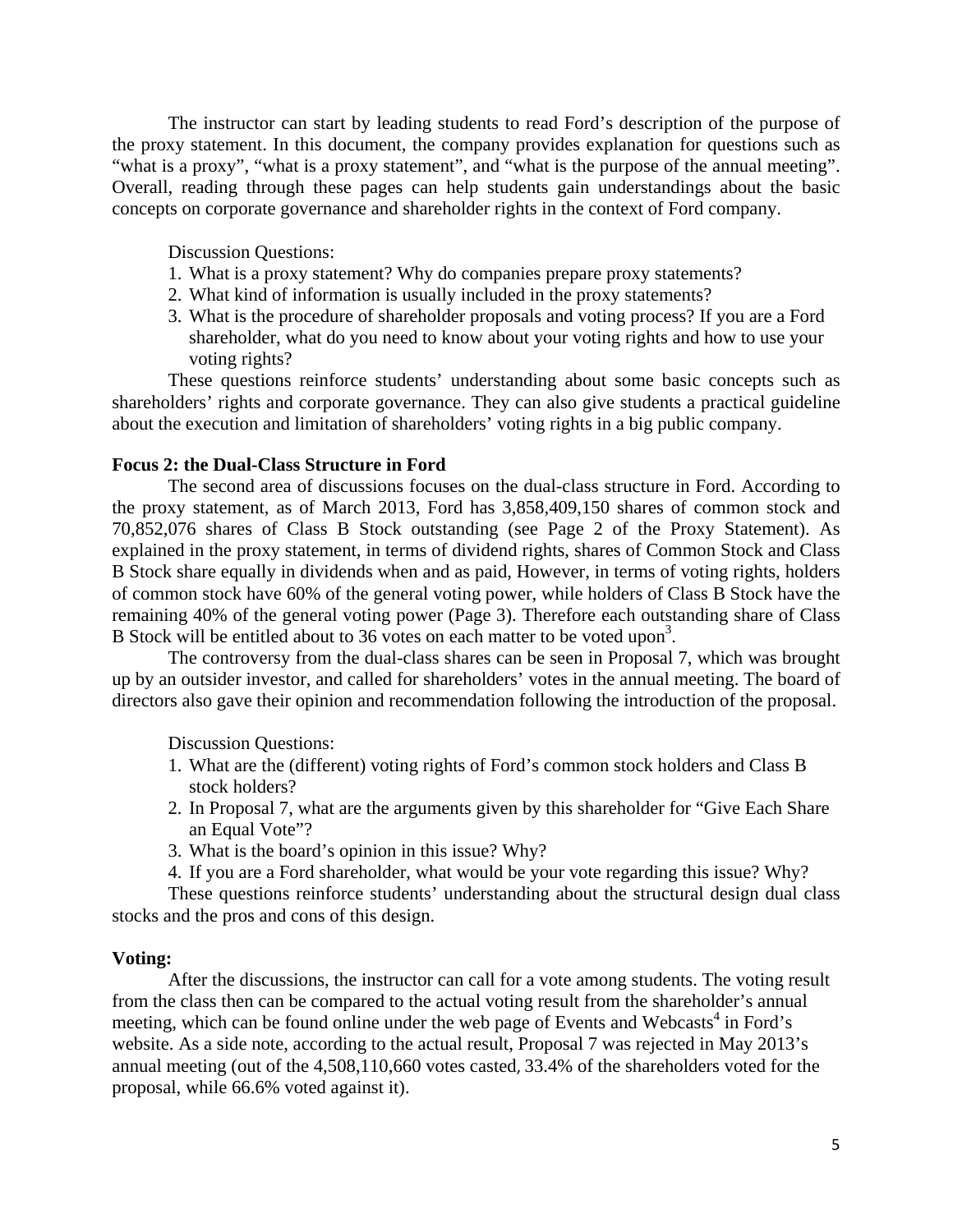The instructor can start by leading students to read Ford's description of the purpose of the proxy statement. In this document, the company provides explanation for questions such as "what is a proxy", "what is a proxy statement", and "what is the purpose of the annual meeting". Overall, reading through these pages can help students gain understandings about the basic concepts on corporate governance and shareholder rights in the context of Ford company.

Discussion Questions:

1. What is a proxy statement? Why do companies prepare proxy statements?
2. What kind of information is usually included in the proxy statements?
3. What is the procedure of shareholder proposals and voting process? If you are a Ford shareholder, what do you need to know about your voting rights and how to use your voting rights?

These questions reinforce students' understanding about some basic concepts such as shareholders' rights and corporate governance. They can also give students a practical guideline about the execution and limitation of shareholders' voting rights in a big public company.

**Focus 2: the Dual-Class Structure in Ford**

The second area of discussions focuses on the dual-class structure in Ford. According to the proxy statement, as of March 2013, Ford has 3,858,409,150 shares of common stock and 70,852,076 shares of Class B Stock outstanding (see Page 2 of the Proxy Statement). As explained in the proxy statement, in terms of dividend rights, shares of Common Stock and Class B Stock share equally in dividends when and as paid, However, in terms of voting rights, holders of common stock have 60% of the general voting power, while holders of Class B Stock have the remaining 40% of the general voting power (Page 3). Therefore each outstanding share of Class B Stock will be entitled about to 36 votes on each matter to be voted upon[3].

The controversy from the dual-class shares can be seen in Proposal 7, which was brought up by an outsider investor, and called for shareholders' votes in the annual meeting. The board of directors also gave their opinion and recommendation following the introduction of the proposal.

Discussion Questions:

1. What are the (different) voting rights of Ford's common stock holders and Class B stock holders?
2. In Proposal 7, what are the arguments given by this shareholder for "Give Each Share an Equal Vote"?
3. What is the board's opinion in this issue? Why?
4. If you are a Ford shareholder, what would be your vote regarding this issue? Why?

These questions reinforce students' understanding about the structural design dual class stocks and the pros and cons of this design.

**Voting:**

After the discussions, the instructor can call for a vote among students. The voting result from the class then can be compared to the actual voting result from the shareholder's annual meeting, which can be found online under the web page of Events and Webcasts[4] in Ford's website. As a side note, according to the actual result, Proposal 7 was rejected in May 2013's annual meeting (out of the 4,508,110,660 votes casted, 33.4% of the shareholders voted for the proposal, while 66.6% voted against it).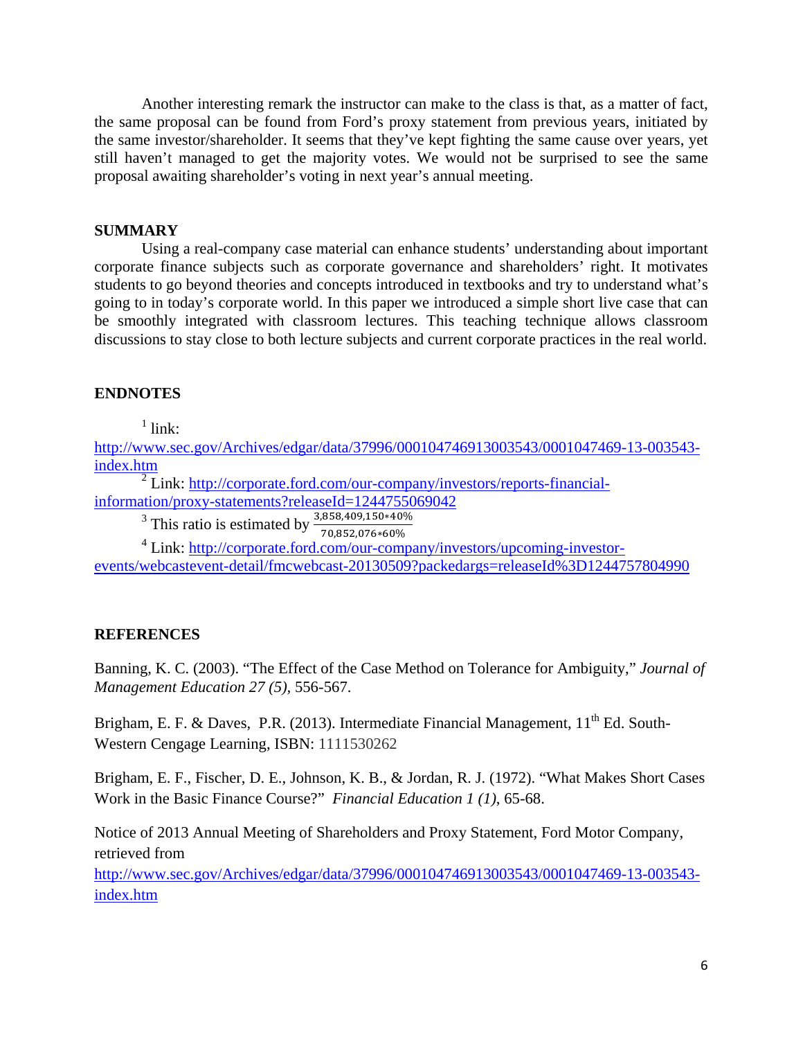Another interesting remark the instructor can make to the class is that, as a matter of fact, the same proposal can be found from Ford's proxy statement from previous years, initiated by the same investor/shareholder. It seems that they've kept fighting the same cause over years, yet still haven't managed to get the majority votes. We would not be surprised to see the same proposal awaiting shareholder's voting in next year's annual meeting.

## SUMMARY

Using a real-company case material can enhance students' understanding about important corporate finance subjects such as corporate governance and shareholders' right. It motivates students to go beyond theories and concepts introduced in textbooks and try to understand what's going to in today's corporate world. In this paper we introduced a simple short live case that can be smoothly integrated with classroom lectures. This teaching technique allows classroom discussions to stay close to both lecture subjects and current corporate practices in the real world.

## ENDNOTES

[1] link: http://www.sec.gov/Archives/edgar/data/37996/000104746913003543/0001047469-13-003543-index.htm

[2] Link: http://corporate.ford.com/our-company/investors/reports-financial-information/proxy-statements?releaseId=1244755069042

[3] This ratio is estimated by $\frac{3{,}858{,}409{,}150*40\%}{70{,}852{,}076*60\%}$

[4] Link: http://corporate.ford.com/our-company/investors/upcoming-investor-events/webcastevent-detail/fmcwebcast-20130509?packedargs=releaseId%3D1244757804990

## REFERENCES

Banning, K. C. (2003). "The Effect of the Case Method on Tolerance for Ambiguity," *Journal of Management Education 27 (5),* 556-567.

Brigham, E. F. & Daves, P.R. (2013). Intermediate Financial Management, 11th Ed. South-Western Cengage Learning, ISBN: 1111530262

Brigham, E. F., Fischer, D. E., Johnson, K. B., & Jordan, R. J. (1972). "What Makes Short Cases Work in the Basic Finance Course?" *Financial Education 1 (1)*, 65-68.

Notice of 2013 Annual Meeting of Shareholders and Proxy Statement, Ford Motor Company, retrieved from http://www.sec.gov/Archives/edgar/data/37996/000104746913003543/0001047469-13-003543-index.htm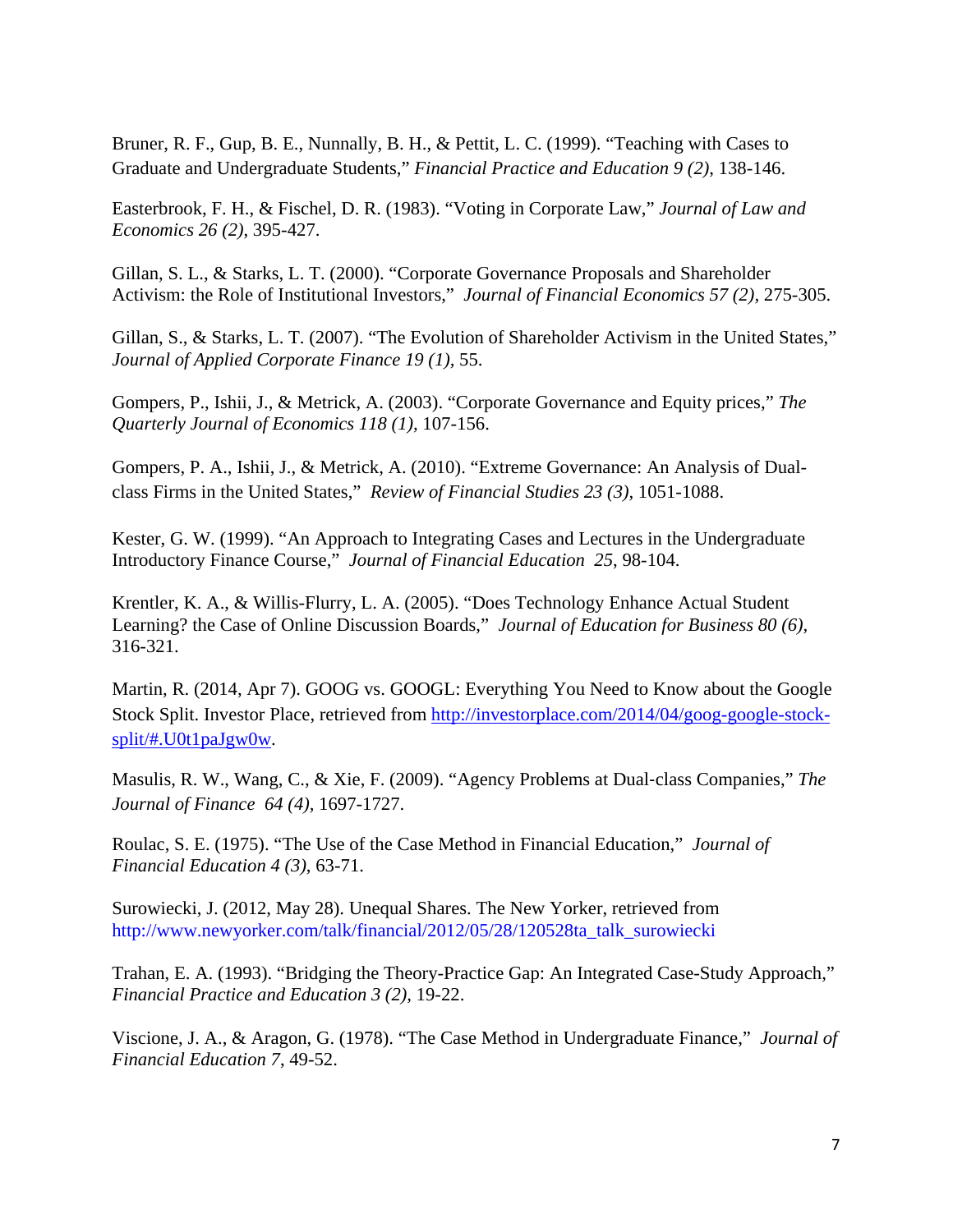Bruner, R. F., Gup, B. E., Nunnally, B. H., & Pettit, L. C. (1999). “Teaching with Cases to Graduate and Undergraduate Students,” *Financial Practice and Education 9 (2)*, 138-146.

Easterbrook, F. H., & Fischel, D. R. (1983). “Voting in Corporate Law,” *Journal of Law and Economics 26 (2)*, 395-427.

Gillan, S. L., & Starks, L. T. (2000). “Corporate Governance Proposals and Shareholder Activism: the Role of Institutional Investors,” *Journal of Financial Economics 57 (2),* 275-305.

Gillan, S., & Starks, L. T. (2007). “The Evolution of Shareholder Activism in the United States,” *Journal of Applied Corporate Finance 19 (1),* 55.

Gompers, P., Ishii, J., & Metrick, A. (2003). “Corporate Governance and Equity prices,” *The Quarterly Journal of Economics 118 (1),* 107-156.

Gompers, P. A., Ishii, J., & Metrick, A. (2010). “Extreme Governance: An Analysis of Dual-class Firms in the United States,” *Review of Financial Studies 23 (3),* 1051-1088.

Kester, G. W. (1999). “An Approach to Integrating Cases and Lectures in the Undergraduate Introductory Finance Course,” *Journal of Financial Education 25*, 98-104.

Krentler, K. A., & Willis-Flurry, L. A. (2005). “Does Technology Enhance Actual Student Learning? the Case of Online Discussion Boards,” *Journal of Education for Business 80 (6)*, 316-321.

Martin, R. (2014, Apr 7). GOOG vs. GOOGL: Everything You Need to Know about the Google Stock Split. Investor Place, retrieved from [http://investorplace.com/2014/04/goog-google-stock-split/#.U0t1paJgw0w](http://investorplace.com/2014/04/goog-google-stock-split/#.U0t1paJgw0w).

Masulis, R. W., Wang, C., & Xie, F. (2009). “Agency Problems at Dual-class Companies,” *The Journal of Finance 64 (4),* 1697-1727.

Roulac, S. E. (1975). “The Use of the Case Method in Financial Education,” *Journal of Financial Education 4 (3),* 63-71.

Surowiecki, J. (2012, May 28). Unequal Shares. The New Yorker, retrieved from http://www.newyorker.com/talk/financial/2012/05/28/120528ta_talk_surowiecki

Trahan, E. A. (1993). “Bridging the Theory-Practice Gap: An Integrated Case-Study Approach,” *Financial Practice and Education 3 (2),* 19-22.

Viscione, J. A., & Aragon, G. (1978). “The Case Method in Undergraduate Finance,” *Journal of Financial Education 7*, 49-52.